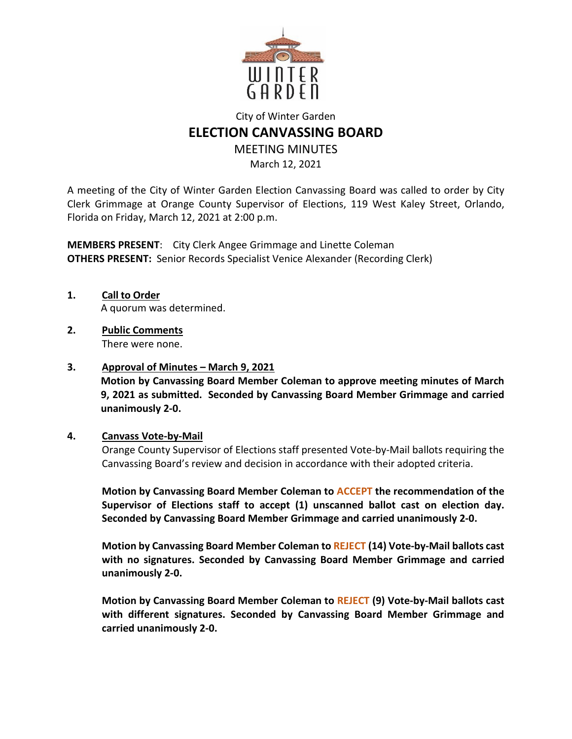City of Winter Garden

# ELECTION CANVASSING BOARD

MEETING MINUTES

March 12, 2021

A meeting of the City of Winter Garden Election Canvassing Board was called to order by City Clerk Grimmage at Orange County Supervisor of Elections, 119 West Kaley Street, Orlando, Florida on Friday, March 12, 2021 at 2:00 p.m.

**MEMBERS PRESENT**: City Clerk Angee Grimmage and Linette Coleman
**OTHERS PRESENT:** Senior Records Specialist Venice Alexander (Recording Clerk)

1. **Call to Order**
   A quorum was determined.

2. **Public Comments**
   There were none.

3. **Approval of Minutes – March 9, 2021**
   **Motion by Canvassing Board Member Coleman to approve meeting minutes of March 9, 2021 as submitted. Seconded by Canvassing Board Member Grimmage and carried unanimously 2-0.**

4. **Canvass Vote-by-Mail**
   Orange County Supervisor of Elections staff presented Vote-by-Mail ballots requiring the Canvassing Board's review and decision in accordance with their adopted criteria.

   **Motion by Canvassing Board Member Coleman to ACCEPT the recommendation of the Supervisor of Elections staff to accept (1) unscanned ballot cast on election day. Seconded by Canvassing Board Member Grimmage and carried unanimously 2-0.**

   **Motion by Canvassing Board Member Coleman to REJECT (14) Vote-by-Mail ballots cast with no signatures. Seconded by Canvassing Board Member Grimmage and carried unanimously 2-0.**

   **Motion by Canvassing Board Member Coleman to REJECT (9) Vote-by-Mail ballots cast with different signatures. Seconded by Canvassing Board Member Grimmage and carried unanimously 2-0.**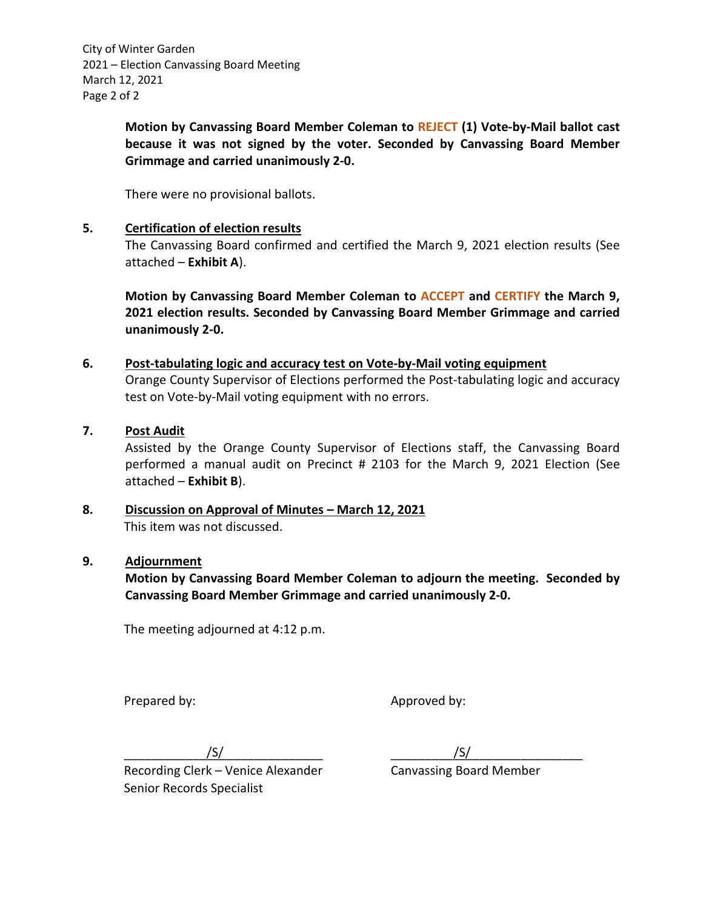**Motion by Canvassing Board Member Coleman to REJECT (1) Vote-by-Mail ballot cast because it was not signed by the voter. Seconded by Canvassing Board Member Grimmage and carried unanimously 2-0.**

There were no provisional ballots.

**5. Certification of election results**

The Canvassing Board confirmed and certified the March 9, 2021 election results (See attached – **Exhibit A**).

**Motion by Canvassing Board Member Coleman to ACCEPT and CERTIFY the March 9, 2021 election results. Seconded by Canvassing Board Member Grimmage and carried unanimously 2-0.**

**6. Post-tabulating logic and accuracy test on Vote-by-Mail voting equipment**

Orange County Supervisor of Elections performed the Post-tabulating logic and accuracy test on Vote-by-Mail voting equipment with no errors.

**7. Post Audit**

Assisted by the Orange County Supervisor of Elections staff, the Canvassing Board performed a manual audit on Precinct # 2103 for the March 9, 2021 Election (See attached – **Exhibit B**).

**8. Discussion on Approval of Minutes – March 12, 2021**

This item was not discussed.

**9. Adjournment**

**Motion by Canvassing Board Member Coleman to adjourn the meeting. Seconded by Canvassing Board Member Grimmage and carried unanimously 2-0.**

The meeting adjourned at 4:12 p.m.

Prepared by:

/S/

Recording Clerk – Venice Alexander
Senior Records Specialist

Approved by:

/S/

Canvassing Board Member